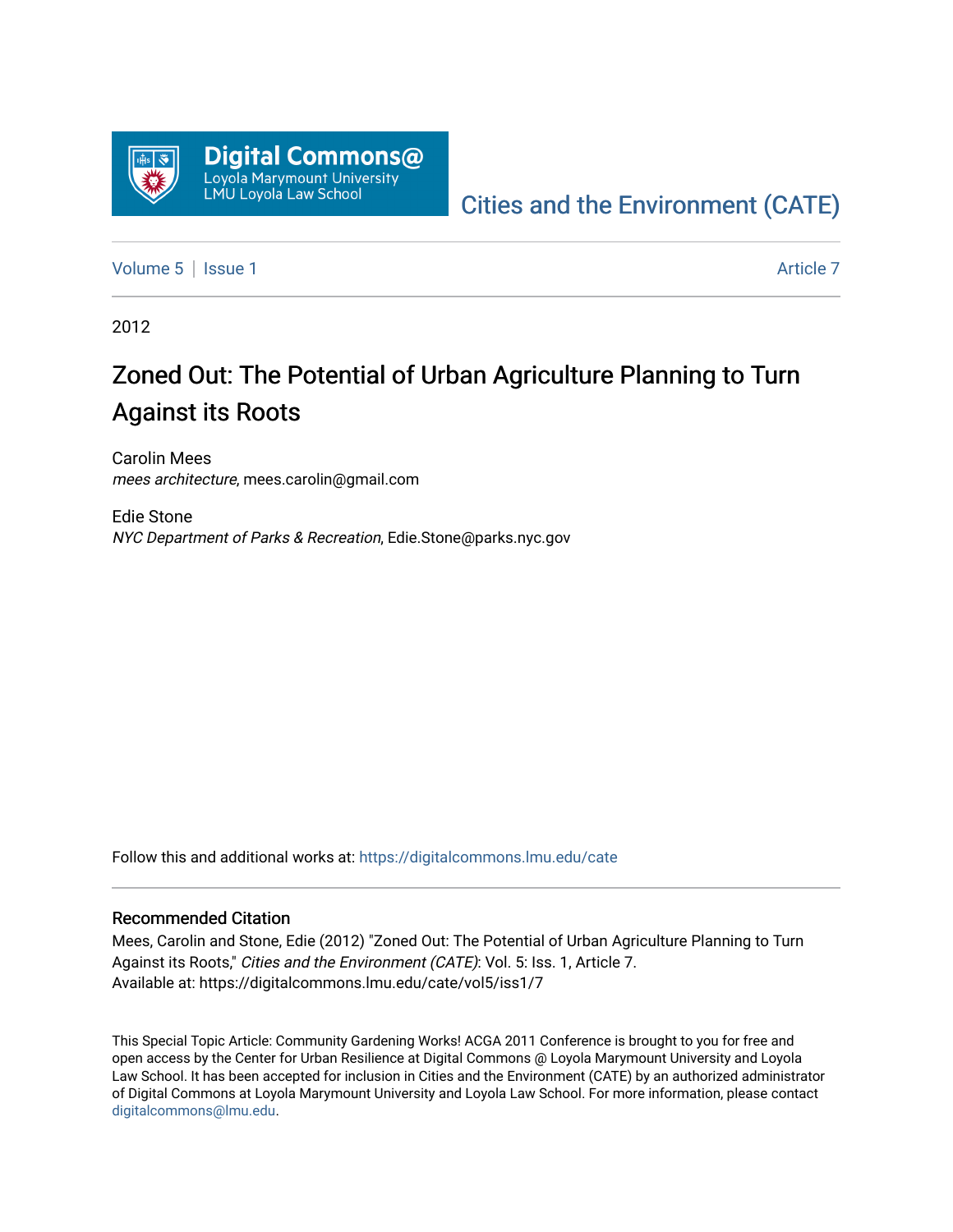Digital Commons@ Loyola Marymount University LMU Loyola Law School

Cities and the Environment (CATE)

Volume 5 | Issue 1 — Article 7

2012

# Zoned Out: The Potential of Urban Agriculture Planning to Turn Against its Roots

Carolin Mees
*mees architecture*, mees.carolin@gmail.com

Edie Stone
*NYC Department of Parks & Recreation*, Edie.Stone@parks.nyc.gov

Follow this and additional works at: https://digitalcommons.lmu.edu/cate

## Recommended Citation

Mees, Carolin and Stone, Edie (2012) "Zoned Out: The Potential of Urban Agriculture Planning to Turn Against its Roots," *Cities and the Environment (CATE)*: Vol. 5: Iss. 1, Article 7.
Available at: https://digitalcommons.lmu.edu/cate/vol5/iss1/7

This Special Topic Article: Community Gardening Works! ACGA 2011 Conference is brought to you for free and open access by the Center for Urban Resilience at Digital Commons @ Loyola Marymount University and Loyola Law School. It has been accepted for inclusion in Cities and the Environment (CATE) by an authorized administrator of Digital Commons at Loyola Marymount University and Loyola Law School. For more information, please contact digitalcommons@lmu.edu.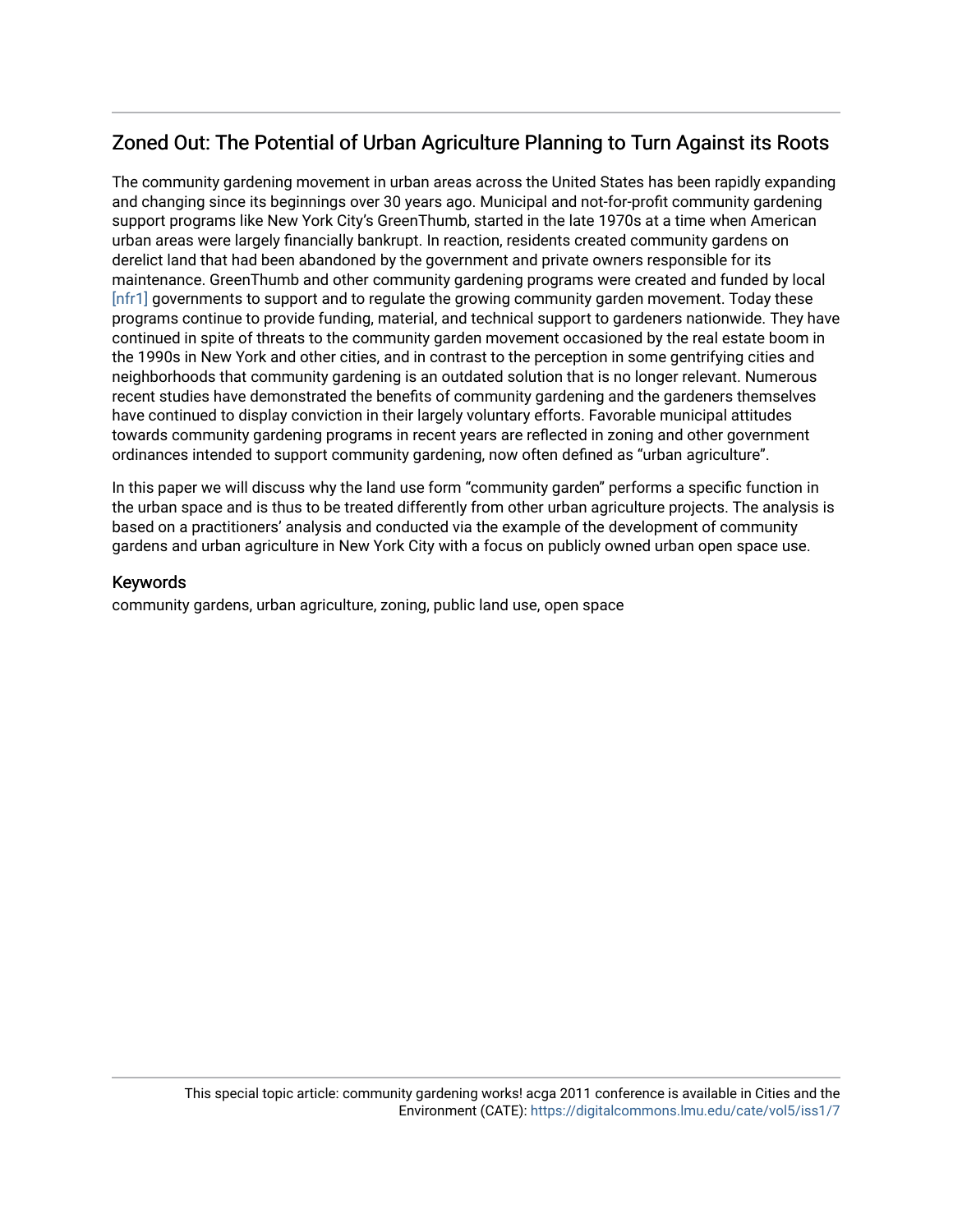## Zoned Out: The Potential of Urban Agriculture Planning to Turn Against its Roots

The community gardening movement in urban areas across the United States has been rapidly expanding and changing since its beginnings over 30 years ago. Municipal and not-for-profit community gardening support programs like New York City's GreenThumb, started in the late 1970s at a time when American urban areas were largely financially bankrupt. In reaction, residents created community gardens on derelict land that had been abandoned by the government and private owners responsible for its maintenance. GreenThumb and other community gardening programs were created and funded by local [nfr1] governments to support and to regulate the growing community garden movement. Today these programs continue to provide funding, material, and technical support to gardeners nationwide. They have continued in spite of threats to the community garden movement occasioned by the real estate boom in the 1990s in New York and other cities, and in contrast to the perception in some gentrifying cities and neighborhoods that community gardening is an outdated solution that is no longer relevant. Numerous recent studies have demonstrated the benefits of community gardening and the gardeners themselves have continued to display conviction in their largely voluntary efforts. Favorable municipal attitudes towards community gardening programs in recent years are reflected in zoning and other government ordinances intended to support community gardening, now often defined as "urban agriculture".

In this paper we will discuss why the land use form "community garden" performs a specific function in the urban space and is thus to be treated differently from other urban agriculture projects. The analysis is based on a practitioners' analysis and conducted via the example of the development of community gardens and urban agriculture in New York City with a focus on publicly owned urban open space use.

### Keywords

community gardens, urban agriculture, zoning, public land use, open space

This special topic article: community gardening works! acga 2011 conference is available in Cities and the Environment (CATE): https://digitalcommons.lmu.edu/cate/vol5/iss1/7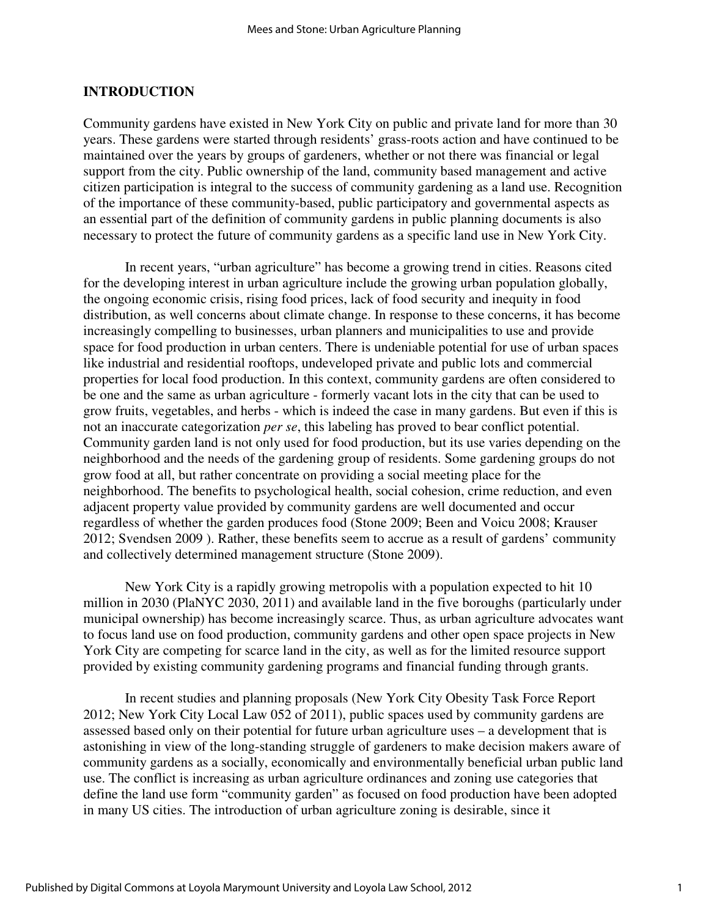## INTRODUCTION

Community gardens have existed in New York City on public and private land for more than 30 years. These gardens were started through residents' grass-roots action and have continued to be maintained over the years by groups of gardeners, whether or not there was financial or legal support from the city. Public ownership of the land, community based management and active citizen participation is integral to the success of community gardening as a land use. Recognition of the importance of these community-based, public participatory and governmental aspects as an essential part of the definition of community gardens in public planning documents is also necessary to protect the future of community gardens as a specific land use in New York City.

In recent years, "urban agriculture" has become a growing trend in cities. Reasons cited for the developing interest in urban agriculture include the growing urban population globally, the ongoing economic crisis, rising food prices, lack of food security and inequity in food distribution, as well concerns about climate change. In response to these concerns, it has become increasingly compelling to businesses, urban planners and municipalities to use and provide space for food production in urban centers. There is undeniable potential for use of urban spaces like industrial and residential rooftops, undeveloped private and public lots and commercial properties for local food production. In this context, community gardens are often considered to be one and the same as urban agriculture - formerly vacant lots in the city that can be used to grow fruits, vegetables, and herbs - which is indeed the case in many gardens. But even if this is not an inaccurate categorization *per se*, this labeling has proved to bear conflict potential. Community garden land is not only used for food production, but its use varies depending on the neighborhood and the needs of the gardening group of residents. Some gardening groups do not grow food at all, but rather concentrate on providing a social meeting place for the neighborhood. The benefits to psychological health, social cohesion, crime reduction, and even adjacent property value provided by community gardens are well documented and occur regardless of whether the garden produces food (Stone 2009; Been and Voicu 2008; Krauser 2012; Svendsen 2009 ). Rather, these benefits seem to accrue as a result of gardens' community and collectively determined management structure (Stone 2009).

New York City is a rapidly growing metropolis with a population expected to hit 10 million in 2030 (PlaNYC 2030, 2011) and available land in the five boroughs (particularly under municipal ownership) has become increasingly scarce. Thus, as urban agriculture advocates want to focus land use on food production, community gardens and other open space projects in New York City are competing for scarce land in the city, as well as for the limited resource support provided by existing community gardening programs and financial funding through grants.

In recent studies and planning proposals (New York City Obesity Task Force Report 2012; New York City Local Law 052 of 2011), public spaces used by community gardens are assessed based only on their potential for future urban agriculture uses – a development that is astonishing in view of the long-standing struggle of gardeners to make decision makers aware of community gardens as a socially, economically and environmentally beneficial urban public land use. The conflict is increasing as urban agriculture ordinances and zoning use categories that define the land use form "community garden" as focused on food production have been adopted in many US cities. The introduction of urban agriculture zoning is desirable, since it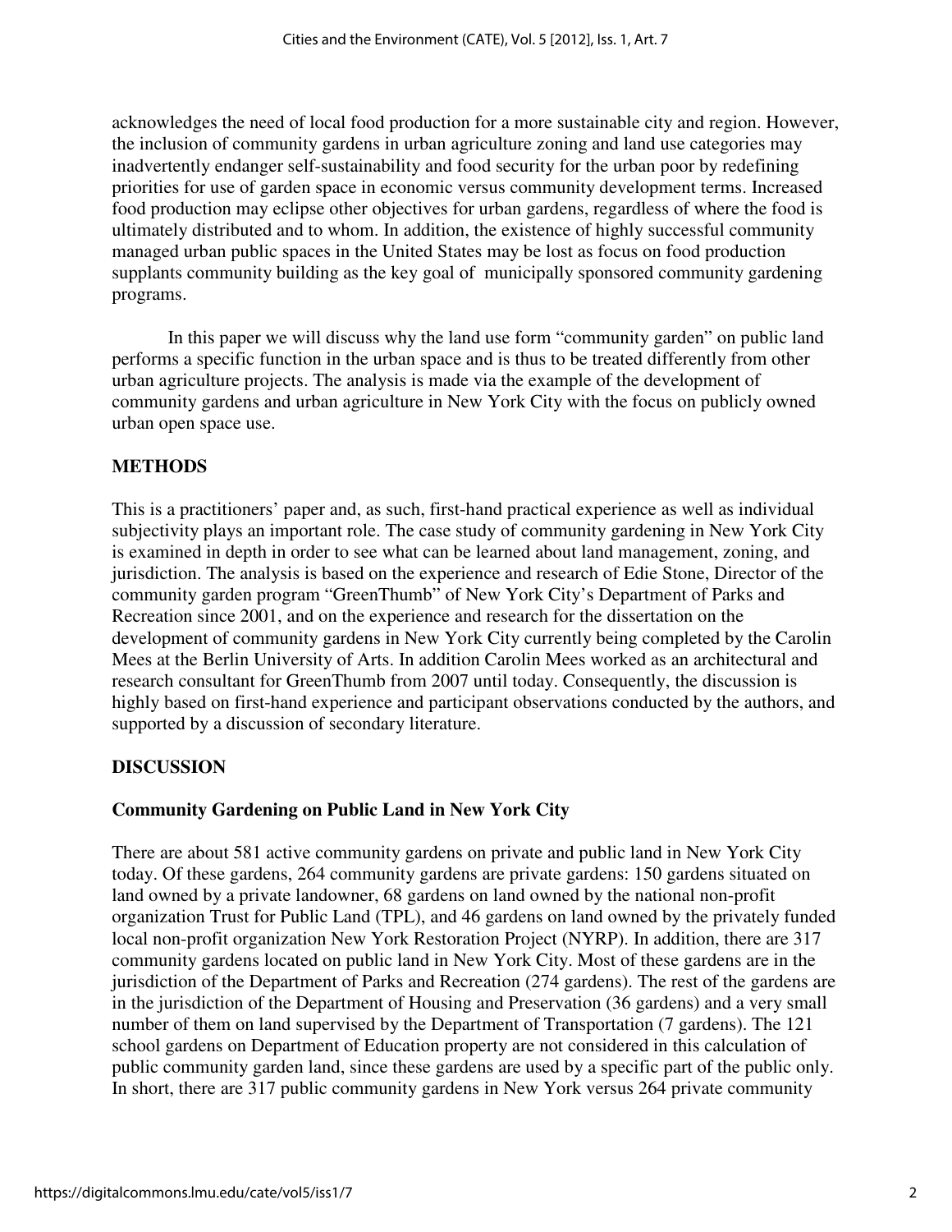acknowledges the need of local food production for a more sustainable city and region. However, the inclusion of community gardens in urban agriculture zoning and land use categories may inadvertently endanger self-sustainability and food security for the urban poor by redefining priorities for use of garden space in economic versus community development terms. Increased food production may eclipse other objectives for urban gardens, regardless of where the food is ultimately distributed and to whom. In addition, the existence of highly successful community managed urban public spaces in the United States may be lost as focus on food production supplants community building as the key goal of municipally sponsored community gardening programs.

In this paper we will discuss why the land use form "community garden" on public land performs a specific function in the urban space and is thus to be treated differently from other urban agriculture projects. The analysis is made via the example of the development of community gardens and urban agriculture in New York City with the focus on publicly owned urban open space use.

## METHODS

This is a practitioners' paper and, as such, first-hand practical experience as well as individual subjectivity plays an important role. The case study of community gardening in New York City is examined in depth in order to see what can be learned about land management, zoning, and jurisdiction. The analysis is based on the experience and research of Edie Stone, Director of the community garden program "GreenThumb" of New York City's Department of Parks and Recreation since 2001, and on the experience and research for the dissertation on the development of community gardens in New York City currently being completed by the Carolin Mees at the Berlin University of Arts. In addition Carolin Mees worked as an architectural and research consultant for GreenThumb from 2007 until today. Consequently, the discussion is highly based on first-hand experience and participant observations conducted by the authors, and supported by a discussion of secondary literature.

## DISCUSSION

### Community Gardening on Public Land in New York City

There are about 581 active community gardens on private and public land in New York City today. Of these gardens, 264 community gardens are private gardens: 150 gardens situated on land owned by a private landowner, 68 gardens on land owned by the national non-profit organization Trust for Public Land (TPL), and 46 gardens on land owned by the privately funded local non-profit organization New York Restoration Project (NYRP). In addition, there are 317 community gardens located on public land in New York City. Most of these gardens are in the jurisdiction of the Department of Parks and Recreation (274 gardens). The rest of the gardens are in the jurisdiction of the Department of Housing and Preservation (36 gardens) and a very small number of them on land supervised by the Department of Transportation (7 gardens). The 121 school gardens on Department of Education property are not considered in this calculation of public community garden land, since these gardens are used by a specific part of the public only. In short, there are 317 public community gardens in New York versus 264 private community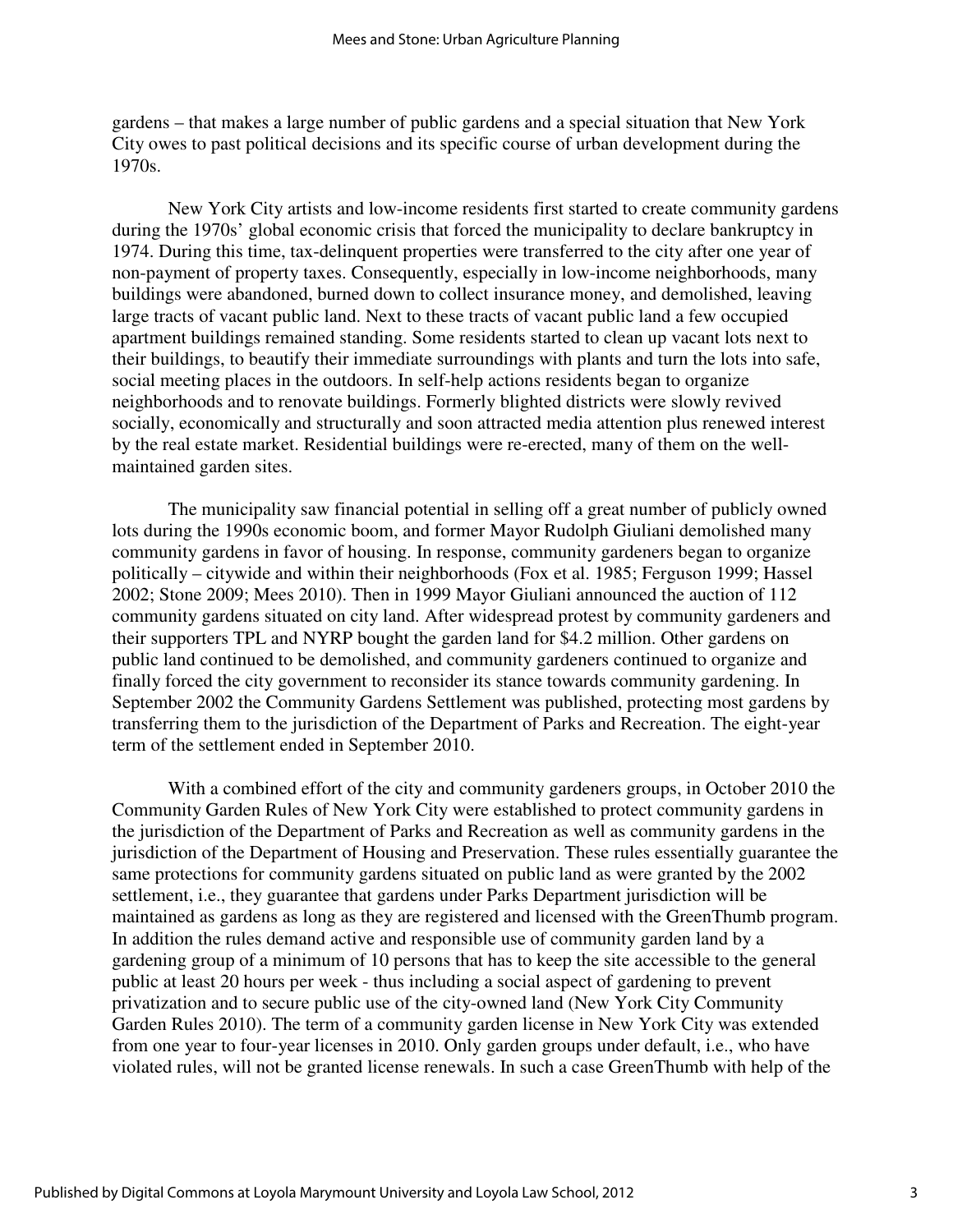gardens – that makes a large number of public gardens and a special situation that New York City owes to past political decisions and its specific course of urban development during the 1970s.

New York City artists and low-income residents first started to create community gardens during the 1970s' global economic crisis that forced the municipality to declare bankruptcy in 1974. During this time, tax-delinquent properties were transferred to the city after one year of non-payment of property taxes. Consequently, especially in low-income neighborhoods, many buildings were abandoned, burned down to collect insurance money, and demolished, leaving large tracts of vacant public land. Next to these tracts of vacant public land a few occupied apartment buildings remained standing. Some residents started to clean up vacant lots next to their buildings, to beautify their immediate surroundings with plants and turn the lots into safe, social meeting places in the outdoors. In self-help actions residents began to organize neighborhoods and to renovate buildings. Formerly blighted districts were slowly revived socially, economically and structurally and soon attracted media attention plus renewed interest by the real estate market. Residential buildings were re-erected, many of them on the well-maintained garden sites.

The municipality saw financial potential in selling off a great number of publicly owned lots during the 1990s economic boom, and former Mayor Rudolph Giuliani demolished many community gardens in favor of housing. In response, community gardeners began to organize politically – citywide and within their neighborhoods (Fox et al. 1985; Ferguson 1999; Hassel 2002; Stone 2009; Mees 2010). Then in 1999 Mayor Giuliani announced the auction of 112 community gardens situated on city land. After widespread protest by community gardeners and their supporters TPL and NYRP bought the garden land for $4.2 million. Other gardens on public land continued to be demolished, and community gardeners continued to organize and finally forced the city government to reconsider its stance towards community gardening. In September 2002 the Community Gardens Settlement was published, protecting most gardens by transferring them to the jurisdiction of the Department of Parks and Recreation. The eight-year term of the settlement ended in September 2010.

With a combined effort of the city and community gardeners groups, in October 2010 the Community Garden Rules of New York City were established to protect community gardens in the jurisdiction of the Department of Parks and Recreation as well as community gardens in the jurisdiction of the Department of Housing and Preservation. These rules essentially guarantee the same protections for community gardens situated on public land as were granted by the 2002 settlement, i.e., they guarantee that gardens under Parks Department jurisdiction will be maintained as gardens as long as they are registered and licensed with the GreenThumb program. In addition the rules demand active and responsible use of community garden land by a gardening group of a minimum of 10 persons that has to keep the site accessible to the general public at least 20 hours per week - thus including a social aspect of gardening to prevent privatization and to secure public use of the city-owned land (New York City Community Garden Rules 2010). The term of a community garden license in New York City was extended from one year to four-year licenses in 2010. Only garden groups under default, i.e., who have violated rules, will not be granted license renewals. In such a case GreenThumb with help of the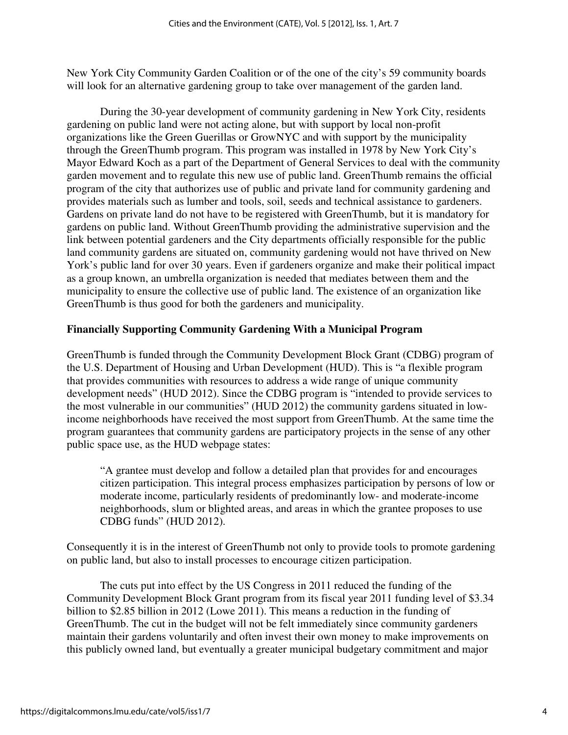New York City Community Garden Coalition or of the one of the city's 59 community boards will look for an alternative gardening group to take over management of the garden land.

During the 30-year development of community gardening in New York City, residents gardening on public land were not acting alone, but with support by local non-profit organizations like the Green Guerillas or GrowNYC and with support by the municipality through the GreenThumb program. This program was installed in 1978 by New York City's Mayor Edward Koch as a part of the Department of General Services to deal with the community garden movement and to regulate this new use of public land. GreenThumb remains the official program of the city that authorizes use of public and private land for community gardening and provides materials such as lumber and tools, soil, seeds and technical assistance to gardeners. Gardens on private land do not have to be registered with GreenThumb, but it is mandatory for gardens on public land. Without GreenThumb providing the administrative supervision and the link between potential gardeners and the City departments officially responsible for the public land community gardens are situated on, community gardening would not have thrived on New York's public land for over 30 years. Even if gardeners organize and make their political impact as a group known, an umbrella organization is needed that mediates between them and the municipality to ensure the collective use of public land. The existence of an organization like GreenThumb is thus good for both the gardeners and municipality.

**Financially Supporting Community Gardening With a Municipal Program**

GreenThumb is funded through the Community Development Block Grant (CDBG) program of the U.S. Department of Housing and Urban Development (HUD). This is "a flexible program that provides communities with resources to address a wide range of unique community development needs" (HUD 2012). Since the CDBG program is "intended to provide services to the most vulnerable in our communities" (HUD 2012) the community gardens situated in low-income neighborhoods have received the most support from GreenThumb. At the same time the program guarantees that community gardens are participatory projects in the sense of any other public space use, as the HUD webpage states:

> "A grantee must develop and follow a detailed plan that provides for and encourages citizen participation. This integral process emphasizes participation by persons of low or moderate income, particularly residents of predominantly low- and moderate-income neighborhoods, slum or blighted areas, and areas in which the grantee proposes to use CDBG funds" (HUD 2012).

Consequently it is in the interest of GreenThumb not only to provide tools to promote gardening on public land, but also to install processes to encourage citizen participation.

The cuts put into effect by the US Congress in 2011 reduced the funding of the Community Development Block Grant program from its fiscal year 2011 funding level of $3.34 billion to $2.85 billion in 2012 (Lowe 2011). This means a reduction in the funding of GreenThumb. The cut in the budget will not be felt immediately since community gardeners maintain their gardens voluntarily and often invest their own money to make improvements on this publicly owned land, but eventually a greater municipal budgetary commitment and major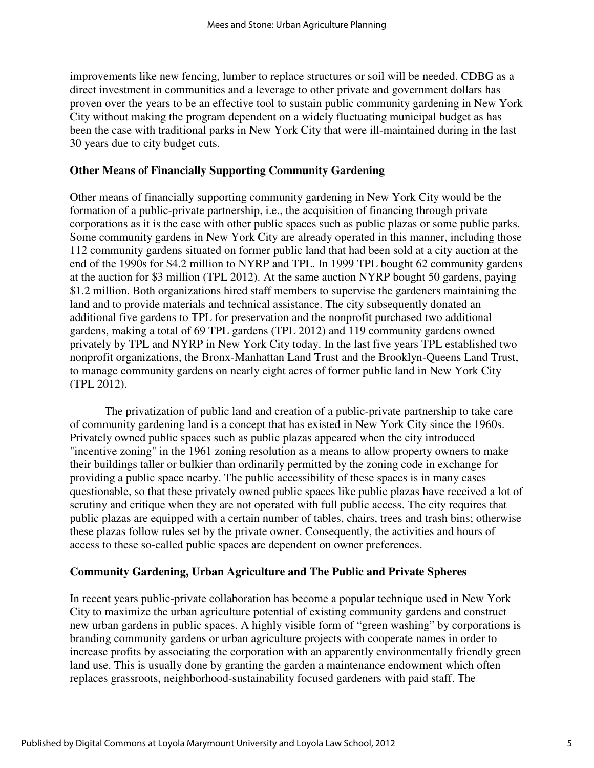improvements like new fencing, lumber to replace structures or soil will be needed. CDBG as a direct investment in communities and a leverage to other private and government dollars has proven over the years to be an effective tool to sustain public community gardening in New York City without making the program dependent on a widely fluctuating municipal budget as has been the case with traditional parks in New York City that were ill-maintained during in the last 30 years due to city budget cuts.

### Other Means of Financially Supporting Community Gardening

Other means of financially supporting community gardening in New York City would be the formation of a public-private partnership, i.e., the acquisition of financing through private corporations as it is the case with other public spaces such as public plazas or some public parks. Some community gardens in New York City are already operated in this manner, including those 112 community gardens situated on former public land that had been sold at a city auction at the end of the 1990s for $4.2 million to NYRP and TPL. In 1999 TPL bought 62 community gardens at the auction for $3 million (TPL 2012). At the same auction NYRP bought 50 gardens, paying $1.2 million. Both organizations hired staff members to supervise the gardeners maintaining the land and to provide materials and technical assistance. The city subsequently donated an additional five gardens to TPL for preservation and the nonprofit purchased two additional gardens, making a total of 69 TPL gardens (TPL 2012) and 119 community gardens owned privately by TPL and NYRP in New York City today. In the last five years TPL established two nonprofit organizations, the Bronx-Manhattan Land Trust and the Brooklyn-Queens Land Trust, to manage community gardens on nearly eight acres of former public land in New York City (TPL 2012).

The privatization of public land and creation of a public-private partnership to take care of community gardening land is a concept that has existed in New York City since the 1960s. Privately owned public spaces such as public plazas appeared when the city introduced "incentive zoning" in the 1961 zoning resolution as a means to allow property owners to make their buildings taller or bulkier than ordinarily permitted by the zoning code in exchange for providing a public space nearby. The public accessibility of these spaces is in many cases questionable, so that these privately owned public spaces like public plazas have received a lot of scrutiny and critique when they are not operated with full public access. The city requires that public plazas are equipped with a certain number of tables, chairs, trees and trash bins; otherwise these plazas follow rules set by the private owner. Consequently, the activities and hours of access to these so-called public spaces are dependent on owner preferences.

### Community Gardening, Urban Agriculture and The Public and Private Spheres

In recent years public-private collaboration has become a popular technique used in New York City to maximize the urban agriculture potential of existing community gardens and construct new urban gardens in public spaces. A highly visible form of "green washing" by corporations is branding community gardens or urban agriculture projects with cooperate names in order to increase profits by associating the corporation with an apparently environmentally friendly green land use. This is usually done by granting the garden a maintenance endowment which often replaces grassroots, neighborhood-sustainability focused gardeners with paid staff. The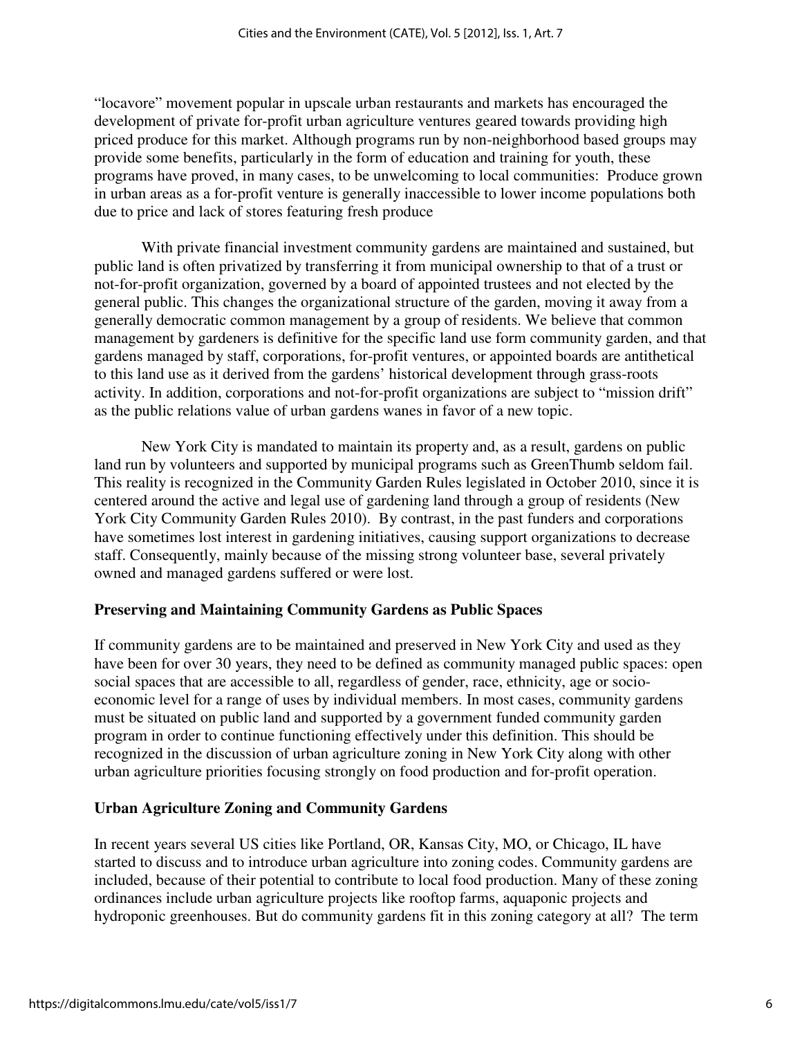"locavore" movement popular in upscale urban restaurants and markets has encouraged the development of private for-profit urban agriculture ventures geared towards providing high priced produce for this market. Although programs run by non-neighborhood based groups may provide some benefits, particularly in the form of education and training for youth, these programs have proved, in many cases, to be unwelcoming to local communities: Produce grown in urban areas as a for-profit venture is generally inaccessible to lower income populations both due to price and lack of stores featuring fresh produce

With private financial investment community gardens are maintained and sustained, but public land is often privatized by transferring it from municipal ownership to that of a trust or not-for-profit organization, governed by a board of appointed trustees and not elected by the general public. This changes the organizational structure of the garden, moving it away from a generally democratic common management by a group of residents. We believe that common management by gardeners is definitive for the specific land use form community garden, and that gardens managed by staff, corporations, for-profit ventures, or appointed boards are antithetical to this land use as it derived from the gardens' historical development through grass-roots activity. In addition, corporations and not-for-profit organizations are subject to "mission drift" as the public relations value of urban gardens wanes in favor of a new topic.

New York City is mandated to maintain its property and, as a result, gardens on public land run by volunteers and supported by municipal programs such as GreenThumb seldom fail. This reality is recognized in the Community Garden Rules legislated in October 2010, since it is centered around the active and legal use of gardening land through a group of residents (New York City Community Garden Rules 2010). By contrast, in the past funders and corporations have sometimes lost interest in gardening initiatives, causing support organizations to decrease staff. Consequently, mainly because of the missing strong volunteer base, several privately owned and managed gardens suffered or were lost.

## Preserving and Maintaining Community Gardens as Public Spaces

If community gardens are to be maintained and preserved in New York City and used as they have been for over 30 years, they need to be defined as community managed public spaces: open social spaces that are accessible to all, regardless of gender, race, ethnicity, age or socio-economic level for a range of uses by individual members. In most cases, community gardens must be situated on public land and supported by a government funded community garden program in order to continue functioning effectively under this definition. This should be recognized in the discussion of urban agriculture zoning in New York City along with other urban agriculture priorities focusing strongly on food production and for-profit operation.

## Urban Agriculture Zoning and Community Gardens

In recent years several US cities like Portland, OR, Kansas City, MO, or Chicago, IL have started to discuss and to introduce urban agriculture into zoning codes. Community gardens are included, because of their potential to contribute to local food production. Many of these zoning ordinances include urban agriculture projects like rooftop farms, aquaponic projects and hydroponic greenhouses. But do community gardens fit in this zoning category at all? The term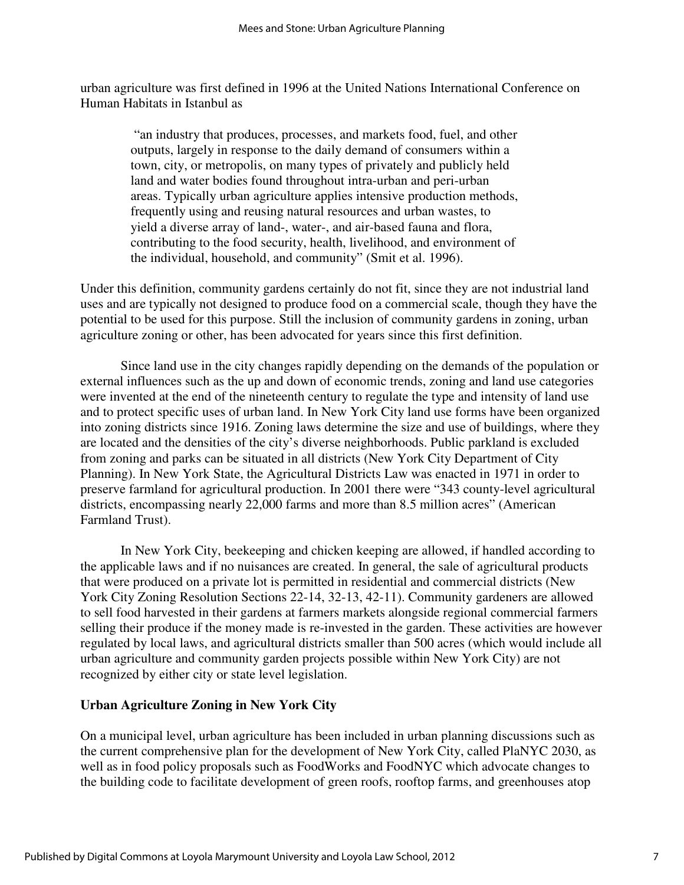urban agriculture was first defined in 1996 at the United Nations International Conference on Human Habitats in Istanbul as

> "an industry that produces, processes, and markets food, fuel, and other outputs, largely in response to the daily demand of consumers within a town, city, or metropolis, on many types of privately and publicly held land and water bodies found throughout intra-urban and peri-urban areas. Typically urban agriculture applies intensive production methods, frequently using and reusing natural resources and urban wastes, to yield a diverse array of land-, water-, and air-based fauna and flora, contributing to the food security, health, livelihood, and environment of the individual, household, and community" (Smit et al. 1996).

Under this definition, community gardens certainly do not fit, since they are not industrial land uses and are typically not designed to produce food on a commercial scale, though they have the potential to be used for this purpose. Still the inclusion of community gardens in zoning, urban agriculture zoning or other, has been advocated for years since this first definition.

Since land use in the city changes rapidly depending on the demands of the population or external influences such as the up and down of economic trends, zoning and land use categories were invented at the end of the nineteenth century to regulate the type and intensity of land use and to protect specific uses of urban land. In New York City land use forms have been organized into zoning districts since 1916. Zoning laws determine the size and use of buildings, where they are located and the densities of the city's diverse neighborhoods. Public parkland is excluded from zoning and parks can be situated in all districts (New York City Department of City Planning). In New York State, the Agricultural Districts Law was enacted in 1971 in order to preserve farmland for agricultural production. In 2001 there were "343 county-level agricultural districts, encompassing nearly 22,000 farms and more than 8.5 million acres" (American Farmland Trust).

In New York City, beekeeping and chicken keeping are allowed, if handled according to the applicable laws and if no nuisances are created. In general, the sale of agricultural products that were produced on a private lot is permitted in residential and commercial districts (New York City Zoning Resolution Sections 22-14, 32-13, 42-11). Community gardeners are allowed to sell food harvested in their gardens at farmers markets alongside regional commercial farmers selling their produce if the money made is re-invested in the garden. These activities are however regulated by local laws, and agricultural districts smaller than 500 acres (which would include all urban agriculture and community garden projects possible within New York City) are not recognized by either city or state level legislation.

## Urban Agriculture Zoning in New York City

On a municipal level, urban agriculture has been included in urban planning discussions such as the current comprehensive plan for the development of New York City, called PlaNYC 2030, as well as in food policy proposals such as FoodWorks and FoodNYC which advocate changes to the building code to facilitate development of green roofs, rooftop farms, and greenhouses atop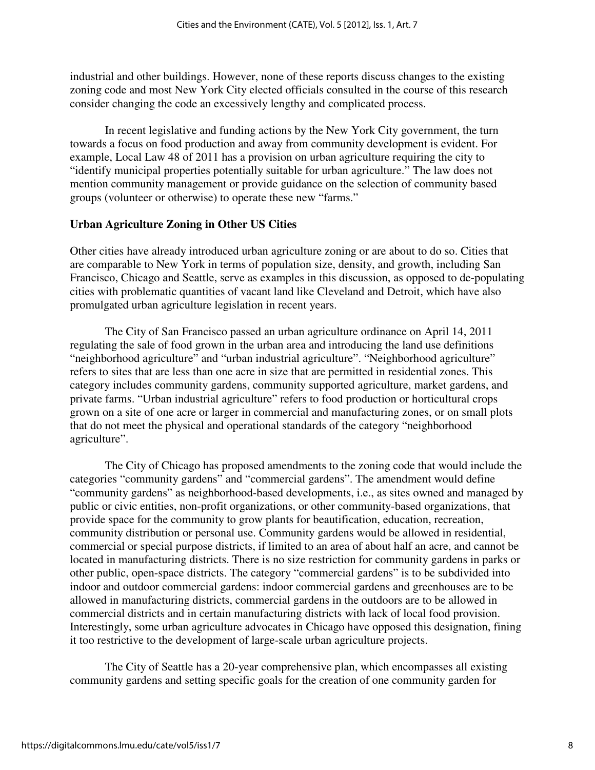industrial and other buildings. However, none of these reports discuss changes to the existing zoning code and most New York City elected officials consulted in the course of this research consider changing the code an excessively lengthy and complicated process.

In recent legislative and funding actions by the New York City government, the turn towards a focus on food production and away from community development is evident. For example, Local Law 48 of 2011 has a provision on urban agriculture requiring the city to "identify municipal properties potentially suitable for urban agriculture." The law does not mention community management or provide guidance on the selection of community based groups (volunteer or otherwise) to operate these new "farms."

### Urban Agriculture Zoning in Other US Cities

Other cities have already introduced urban agriculture zoning or are about to do so. Cities that are comparable to New York in terms of population size, density, and growth, including San Francisco, Chicago and Seattle, serve as examples in this discussion, as opposed to de-populating cities with problematic quantities of vacant land like Cleveland and Detroit, which have also promulgated urban agriculture legislation in recent years.

The City of San Francisco passed an urban agriculture ordinance on April 14, 2011 regulating the sale of food grown in the urban area and introducing the land use definitions "neighborhood agriculture" and "urban industrial agriculture". "Neighborhood agriculture" refers to sites that are less than one acre in size that are permitted in residential zones. This category includes community gardens, community supported agriculture, market gardens, and private farms. "Urban industrial agriculture" refers to food production or horticultural crops grown on a site of one acre or larger in commercial and manufacturing zones, or on small plots that do not meet the physical and operational standards of the category "neighborhood agriculture".

The City of Chicago has proposed amendments to the zoning code that would include the categories "community gardens" and "commercial gardens". The amendment would define "community gardens" as neighborhood-based developments, i.e., as sites owned and managed by public or civic entities, non-profit organizations, or other community-based organizations, that provide space for the community to grow plants for beautification, education, recreation, community distribution or personal use. Community gardens would be allowed in residential, commercial or special purpose districts, if limited to an area of about half an acre, and cannot be located in manufacturing districts. There is no size restriction for community gardens in parks or other public, open-space districts. The category "commercial gardens" is to be subdivided into indoor and outdoor commercial gardens: indoor commercial gardens and greenhouses are to be allowed in manufacturing districts, commercial gardens in the outdoors are to be allowed in commercial districts and in certain manufacturing districts with lack of local food provision. Interestingly, some urban agriculture advocates in Chicago have opposed this designation, fining it too restrictive to the development of large-scale urban agriculture projects.

The City of Seattle has a 20-year comprehensive plan, which encompasses all existing community gardens and setting specific goals for the creation of one community garden for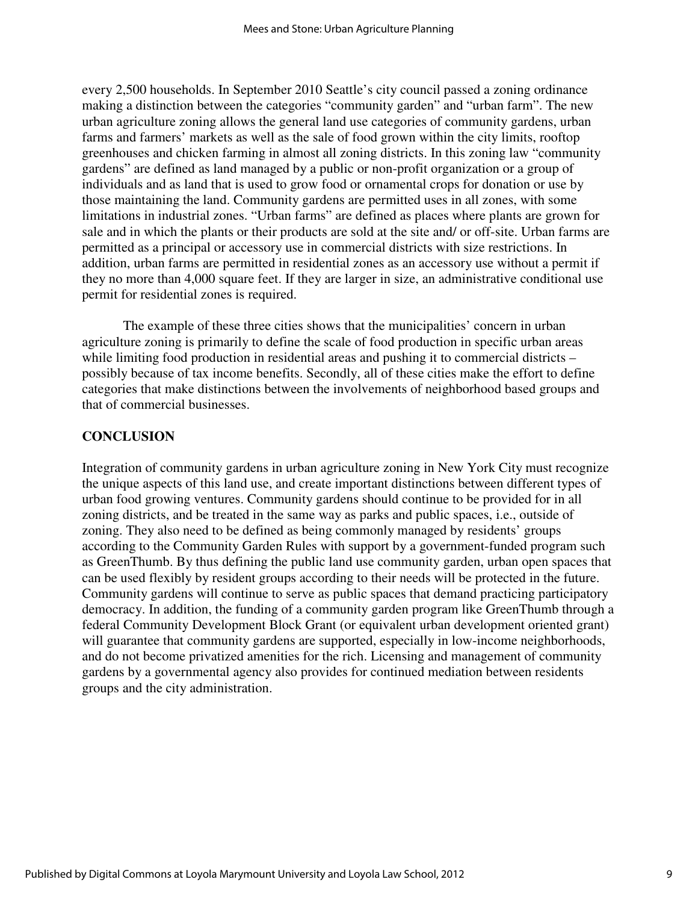every 2,500 households. In September 2010 Seattle's city council passed a zoning ordinance making a distinction between the categories "community garden" and "urban farm". The new urban agriculture zoning allows the general land use categories of community gardens, urban farms and farmers' markets as well as the sale of food grown within the city limits, rooftop greenhouses and chicken farming in almost all zoning districts. In this zoning law "community gardens" are defined as land managed by a public or non-profit organization or a group of individuals and as land that is used to grow food or ornamental crops for donation or use by those maintaining the land. Community gardens are permitted uses in all zones, with some limitations in industrial zones. "Urban farms" are defined as places where plants are grown for sale and in which the plants or their products are sold at the site and/ or off-site. Urban farms are permitted as a principal or accessory use in commercial districts with size restrictions. In addition, urban farms are permitted in residential zones as an accessory use without a permit if they no more than 4,000 square feet. If they are larger in size, an administrative conditional use permit for residential zones is required.

The example of these three cities shows that the municipalities' concern in urban agriculture zoning is primarily to define the scale of food production in specific urban areas while limiting food production in residential areas and pushing it to commercial districts – possibly because of tax income benefits. Secondly, all of these cities make the effort to define categories that make distinctions between the involvements of neighborhood based groups and that of commercial businesses.

## CONCLUSION

Integration of community gardens in urban agriculture zoning in New York City must recognize the unique aspects of this land use, and create important distinctions between different types of urban food growing ventures. Community gardens should continue to be provided for in all zoning districts, and be treated in the same way as parks and public spaces, i.e., outside of zoning. They also need to be defined as being commonly managed by residents' groups according to the Community Garden Rules with support by a government-funded program such as GreenThumb. By thus defining the public land use community garden, urban open spaces that can be used flexibly by resident groups according to their needs will be protected in the future. Community gardens will continue to serve as public spaces that demand practicing participatory democracy. In addition, the funding of a community garden program like GreenThumb through a federal Community Development Block Grant (or equivalent urban development oriented grant) will guarantee that community gardens are supported, especially in low-income neighborhoods, and do not become privatized amenities for the rich. Licensing and management of community gardens by a governmental agency also provides for continued mediation between residents groups and the city administration.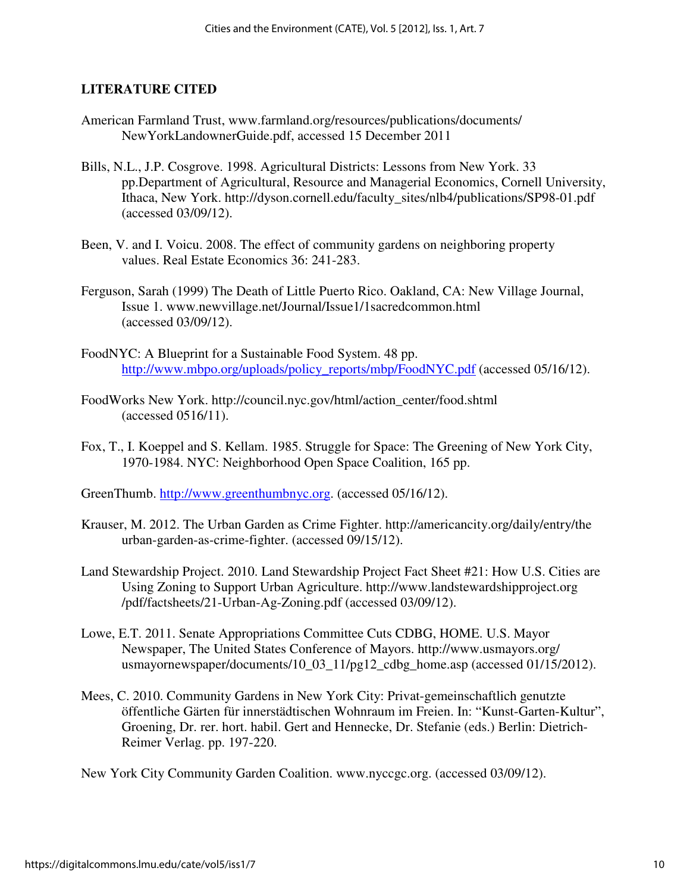## LITERATURE CITED

American Farmland Trust, www.farmland.org/resources/publications/documents/NewYorkLandownerGuide.pdf, accessed 15 December 2011

Bills, N.L., J.P. Cosgrove. 1998. Agricultural Districts: Lessons from New York. 33 pp.Department of Agricultural, Resource and Managerial Economics, Cornell University, Ithaca, New York. http://dyson.cornell.edu/faculty_sites/nlb4/publications/SP98-01.pdf (accessed 03/09/12).

Been, V. and I. Voicu. 2008. The effect of community gardens on neighboring property values. Real Estate Economics 36: 241-283.

Ferguson, Sarah (1999) The Death of Little Puerto Rico. Oakland, CA: New Village Journal, Issue 1. www.newvillage.net/Journal/Issue1/1sacredcommon.html (accessed 03/09/12).

FoodNYC: A Blueprint for a Sustainable Food System. 48 pp. http://www.mbpo.org/uploads/policy_reports/mbp/FoodNYC.pdf (accessed 05/16/12).

FoodWorks New York. http://council.nyc.gov/html/action_center/food.shtml (accessed 0516/11).

Fox, T., I. Koeppel and S. Kellam. 1985. Struggle for Space: The Greening of New York City, 1970-1984. NYC: Neighborhood Open Space Coalition, 165 pp.

GreenThumb. http://www.greenthumbnyc.org. (accessed 05/16/12).

Krauser, M. 2012. The Urban Garden as Crime Fighter. http://americancity.org/daily/entry/the urban-garden-as-crime-fighter. (accessed 09/15/12).

Land Stewardship Project. 2010. Land Stewardship Project Fact Sheet #21: How U.S. Cities are Using Zoning to Support Urban Agriculture. http://www.landstewardshipproject.org /pdf/factsheets/21-Urban-Ag-Zoning.pdf (accessed 03/09/12).

Lowe, E.T. 2011. Senate Appropriations Committee Cuts CDBG, HOME. U.S. Mayor Newspaper, The United States Conference of Mayors. http://www.usmayors.org/usmayornewspaper/documents/10_03_11/pg12_cdbg_home.asp (accessed 01/15/2012).

Mees, C. 2010. Community Gardens in New York City: Privat-gemeinschaftlich genutzte öffentliche Gärten für innerstädtischen Wohnraum im Freien. In: "Kunst-Garten-Kultur", Groening, Dr. rer. hort. habil. Gert and Hennecke, Dr. Stefanie (eds.) Berlin: Dietrich-Reimer Verlag. pp. 197-220.

New York City Community Garden Coalition. www.nyccgc.org. (accessed 03/09/12).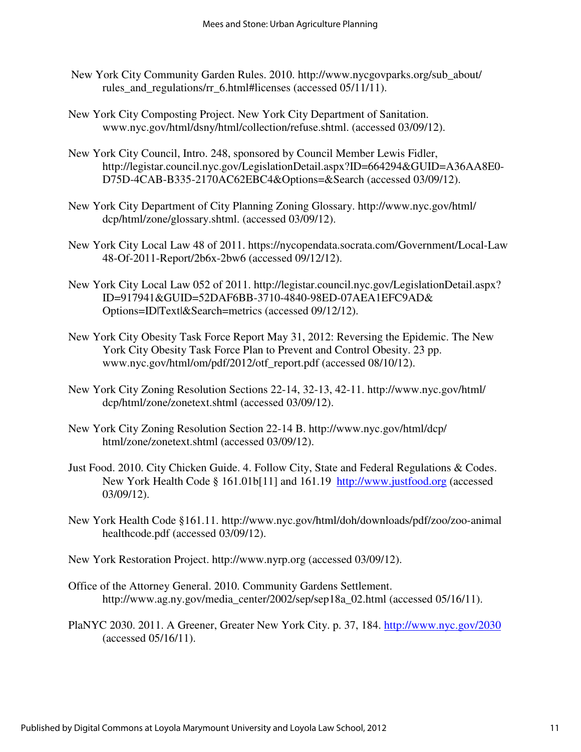New York City Community Garden Rules. 2010. http://www.nycgovparks.org/sub_about/rules_and_regulations/rr_6.html#licenses (accessed 05/11/11).

New York City Composting Project. New York City Department of Sanitation. www.nyc.gov/html/dsny/html/collection/refuse.shtml. (accessed 03/09/12).

New York City Council, Intro. 248, sponsored by Council Member Lewis Fidler, http://legistar.council.nyc.gov/LegislationDetail.aspx?ID=664294&GUID=A36AA8E0-D75D-4CAB-B335-2170AC62EBC4&Options=&Search (accessed 03/09/12).

New York City Department of City Planning Zoning Glossary. http://www.nyc.gov/html/dcp/html/zone/glossary.shtml. (accessed 03/09/12).

New York City Local Law 48 of 2011. https://nycopendata.socrata.com/Government/Local-Law 48-Of-2011-Report/2b6x-2bw6 (accessed 09/12/12).

New York City Local Law 052 of 2011. http://legistar.council.nyc.gov/LegislationDetail.aspx?ID=917941&GUID=52DAF6BB-3710-4840-98ED-07AEA1EFC9AD&Options=ID|Text|&Search=metrics (accessed 09/12/12).

New York City Obesity Task Force Report May 31, 2012: Reversing the Epidemic. The New York City Obesity Task Force Plan to Prevent and Control Obesity. 23 pp. www.nyc.gov/html/om/pdf/2012/otf_report.pdf (accessed 08/10/12).

New York City Zoning Resolution Sections 22-14, 32-13, 42-11. http://www.nyc.gov/html/dcp/html/zone/zonetext.shtml (accessed 03/09/12).

New York City Zoning Resolution Section 22-14 B. http://www.nyc.gov/html/dcp/html/zone/zonetext.shtml (accessed 03/09/12).

Just Food. 2010. City Chicken Guide. 4. Follow City, State and Federal Regulations & Codes. New York Health Code § 161.01b[11] and 161.19 http://www.justfood.org (accessed 03/09/12).

New York Health Code §161.11. http://www.nyc.gov/html/doh/downloads/pdf/zoo/zoo-animal healthcode.pdf (accessed 03/09/12).

New York Restoration Project. http://www.nyrp.org (accessed 03/09/12).

Office of the Attorney General. 2010. Community Gardens Settlement. http://www.ag.ny.gov/media_center/2002/sep/sep18a_02.html (accessed 05/16/11).

PlaNYC 2030. 2011. A Greener, Greater New York City. p. 37, 184. http://www.nyc.gov/2030 (accessed 05/16/11).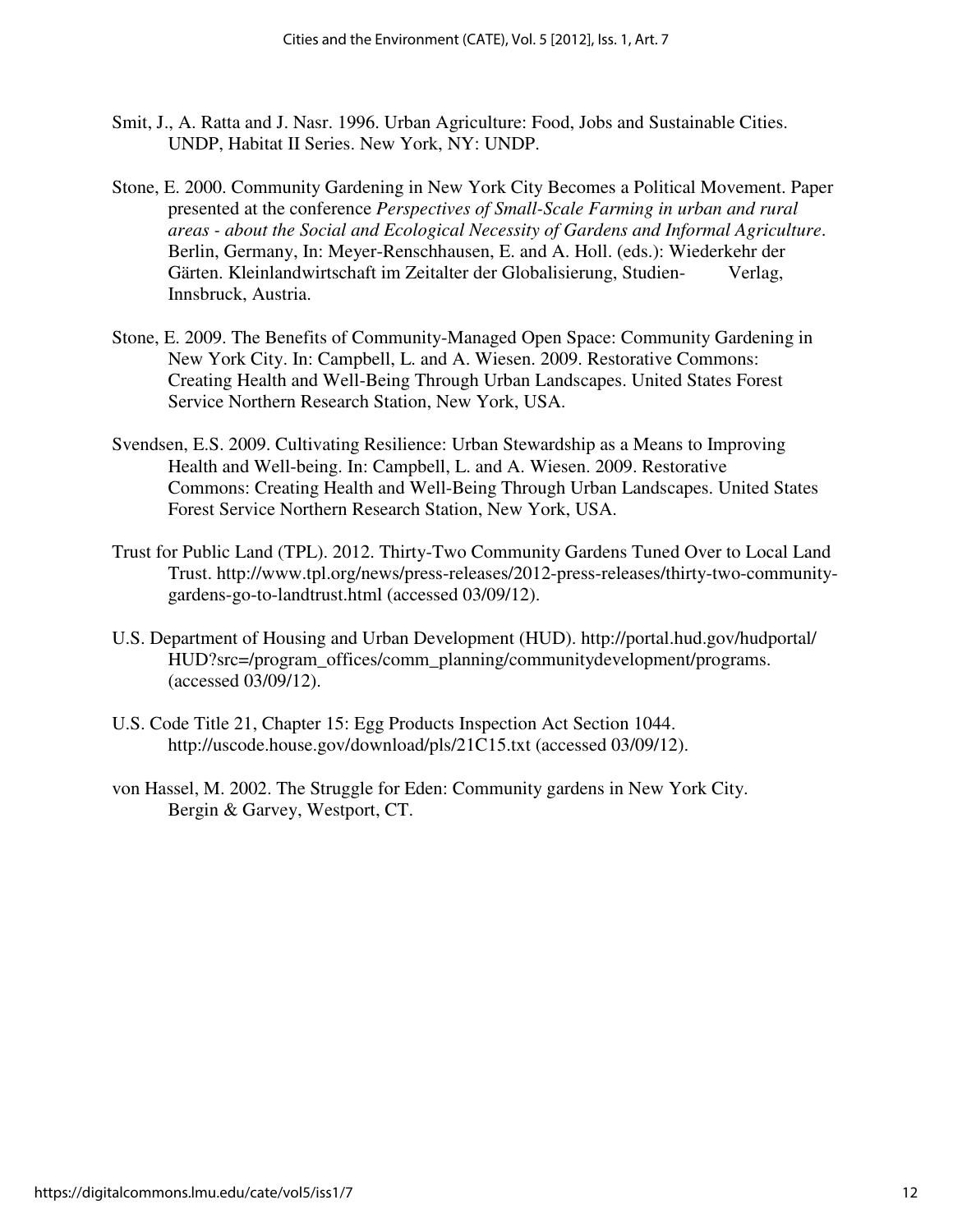Smit, J., A. Ratta and J. Nasr. 1996. Urban Agriculture: Food, Jobs and Sustainable Cities. UNDP, Habitat II Series. New York, NY: UNDP.

Stone, E. 2000. Community Gardening in New York City Becomes a Political Movement. Paper presented at the conference *Perspectives of Small-Scale Farming in urban and rural areas - about the Social and Ecological Necessity of Gardens and Informal Agriculture*. Berlin, Germany, In: Meyer-Renschhausen, E. and A. Holl. (eds.): Wiederkehr der Gärten. Kleinlandwirtschaft im Zeitalter der Globalisierung, Studien- Verlag, Innsbruck, Austria.

Stone, E. 2009. The Benefits of Community-Managed Open Space: Community Gardening in New York City. In: Campbell, L. and A. Wiesen. 2009. Restorative Commons: Creating Health and Well-Being Through Urban Landscapes. United States Forest Service Northern Research Station, New York, USA.

Svendsen, E.S. 2009. Cultivating Resilience: Urban Stewardship as a Means to Improving Health and Well-being. In: Campbell, L. and A. Wiesen. 2009. Restorative Commons: Creating Health and Well-Being Through Urban Landscapes. United States Forest Service Northern Research Station, New York, USA.

Trust for Public Land (TPL). 2012. Thirty-Two Community Gardens Tuned Over to Local Land Trust. http://www.tpl.org/news/press-releases/2012-press-releases/thirty-two-community-gardens-go-to-landtrust.html (accessed 03/09/12).

U.S. Department of Housing and Urban Development (HUD). http://portal.hud.gov/hudportal/HUD?src=/program_offices/comm_planning/communitydevelopment/programs. (accessed 03/09/12).

U.S. Code Title 21, Chapter 15: Egg Products Inspection Act Section 1044. http://uscode.house.gov/download/pls/21C15.txt (accessed 03/09/12).

von Hassel, M. 2002. The Struggle for Eden: Community gardens in New York City. Bergin & Garvey, Westport, CT.